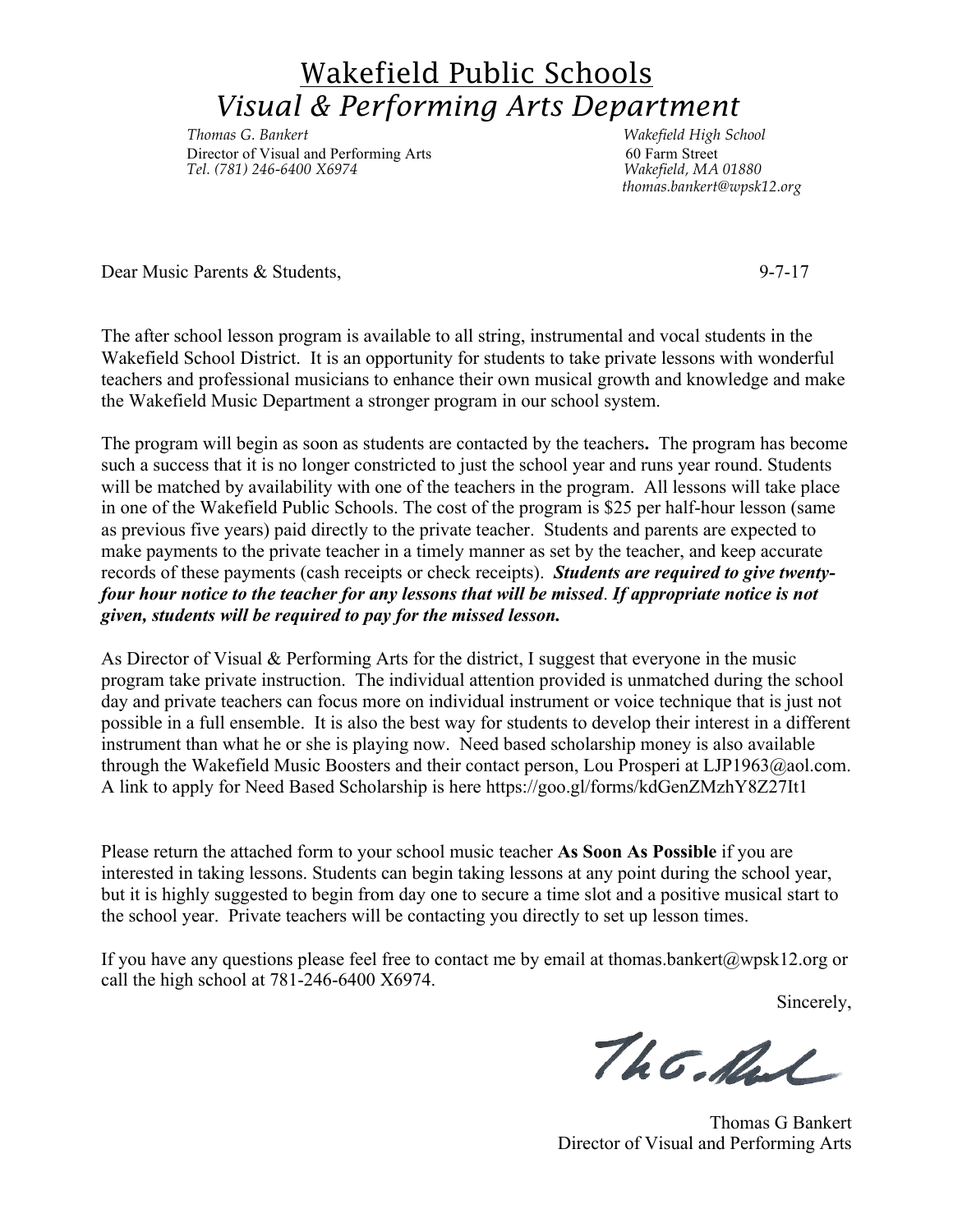# Wakefield Public Schools
## *Visual & Performing Arts Department*

*Thomas G. Bankert*
Director of Visual and Performing Arts
*Tel. (781) 246-6400 X6974*

*Wakefield High School*
60 Farm Street
*Wakefield, MA 01880*
*thomas.bankert@wpsk12.org*

Dear Music Parents & Students, 9-7-17

The after school lesson program is available to all string, instrumental and vocal students in the Wakefield School District. It is an opportunity for students to take private lessons with wonderful teachers and professional musicians to enhance their own musical growth and knowledge and make the Wakefield Music Department a stronger program in our school system.

The program will begin as soon as students are contacted by the teachers**.** The program has become such a success that it is no longer constricted to just the school year and runs year round. Students will be matched by availability with one of the teachers in the program. All lessons will take place in one of the Wakefield Public Schools. The cost of the program is $25 per half-hour lesson (same as previous five years) paid directly to the private teacher. Students and parents are expected to make payments to the private teacher in a timely manner as set by the teacher, and keep accurate records of these payments (cash receipts or check receipts). ***Students are required to give twenty-four hour notice to the teacher for any lessons that will be missed***. ***If appropriate notice is not given, students will be required to pay for the missed lesson.***

As Director of Visual & Performing Arts for the district, I suggest that everyone in the music program take private instruction. The individual attention provided is unmatched during the school day and private teachers can focus more on individual instrument or voice technique that is just not possible in a full ensemble. It is also the best way for students to develop their interest in a different instrument than what he or she is playing now. Need based scholarship money is also available through the Wakefield Music Boosters and their contact person, Lou Prosperi at LJP1963@aol.com. A link to apply for Need Based Scholarship is here https://goo.gl/forms/kdGenZMzhY8Z27It1

Please return the attached form to your school music teacher **As Soon As Possible** if you are interested in taking lessons. Students can begin taking lessons at any point during the school year, but it is highly suggested to begin from day one to secure a time slot and a positive musical start to the school year. Private teachers will be contacting you directly to set up lesson times.

If you have any questions please feel free to contact me by email at thomas.bankert@wpsk12.org or call the high school at 781-246-6400 X6974.

Sincerely,

Thomas G Bankert
Director of Visual and Performing Arts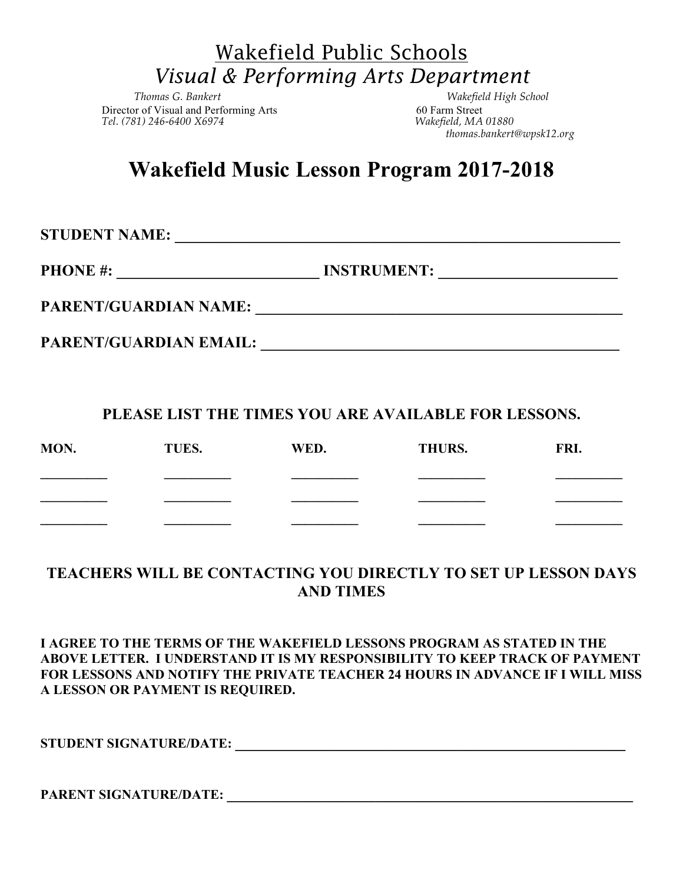# Wakefield Public Schools

## *Visual & Performing Arts Department*

*Thomas G. Bankert*
Director of Visual and Performing Arts
*Tel. (781) 246-6400 X6974*

*Wakefield High School*
60 Farm Street
*Wakefield, MA 01880*
*thomas.bankert@wpsk12.org*

# Wakefield Music Lesson Program 2017-2018

**STUDENT NAME:** ___________________________________________________________

**PHONE #:** __________________________ **INSTRUMENT:** _______________________

**PARENT/GUARDIAN NAME:** _______________________________________________

**PARENT/GUARDIAN EMAIL:** ______________________________________________

**PLEASE LIST THE TIMES YOU ARE AVAILABLE FOR LESSONS.**

| MON. | TUES. | WED. | THURS. | FRI. |
|---|---|---|---|---|
| _________ | _________ | _________ | _________ | _________ |
| _________ | _________ | _________ | _________ | _________ |
| _________ | _________ | _________ | _________ | _________ |

**TEACHERS WILL BE CONTACTING YOU DIRECTLY TO SET UP LESSON DAYS AND TIMES**

**I AGREE TO THE TERMS OF THE WAKEFIELD LESSONS PROGRAM AS STATED IN THE ABOVE LETTER. I UNDERSTAND IT IS MY RESPONSIBILITY TO KEEP TRACK OF PAYMENT FOR LESSONS AND NOTIFY THE PRIVATE TEACHER 24 HOURS IN ADVANCE IF I WILL MISS A LESSON OR PAYMENT IS REQUIRED.**

**STUDENT SIGNATURE/DATE:** ____________________________________________________

**PARENT SIGNATURE/DATE:** _____________________________________________________